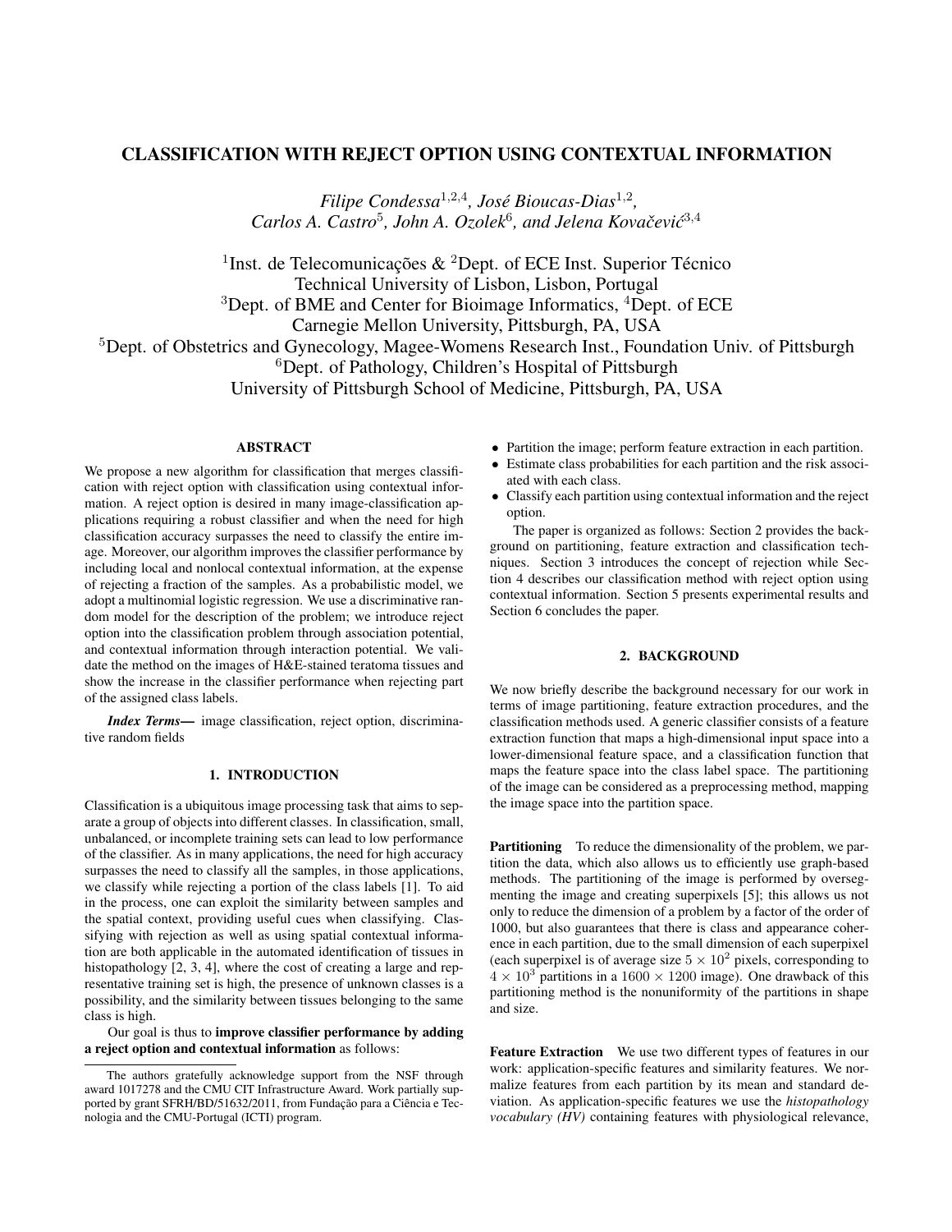# CLASSIFICATION WITH REJECT OPTION USING CONTEXTUAL INFORMATION

*Filipe Condessa*[1,2,4], *José Bioucas-Dias*[1,2], *Carlos A. Castro*[5], *John A. Ozolek*[6], *and Jelena Kovačević*[3,4]

[1]Inst. de Telecomunicações & [2]Dept. of ECE Inst. Superior Técnico
Technical University of Lisbon, Lisbon, Portugal
[3]Dept. of BME and Center for Bioimage Informatics, [4]Dept. of ECE
Carnegie Mellon University, Pittsburgh, PA, USA
[5]Dept. of Obstetrics and Gynecology, Magee-Womens Research Inst., Foundation Univ. of Pittsburgh
[6]Dept. of Pathology, Children's Hospital of Pittsburgh
University of Pittsburgh School of Medicine, Pittsburgh, PA, USA

## ABSTRACT

We propose a new algorithm for classification that merges classification with reject option with classification using contextual information. A reject option is desired in many image-classification applications requiring a robust classifier and when the need for high classification accuracy surpasses the need to classify the entire image. Moreover, our algorithm improves the classifier performance by including local and nonlocal contextual information, at the expense of rejecting a fraction of the samples. As a probabilistic model, we adopt a multinomial logistic regression. We use a discriminative random model for the description of the problem; we introduce reject option into the classification problem through association potential, and contextual information through interaction potential. We validate the method on the images of H&E-stained teratoma tissues and show the increase in the classifier performance when rejecting part of the assigned class labels.

***Index Terms***— image classification, reject option, discriminative random fields

## 1. INTRODUCTION

Classification is a ubiquitous image processing task that aims to separate a group of objects into different classes. In classification, small, unbalanced, or incomplete training sets can lead to low performance of the classifier. As in many applications, the need for high accuracy surpasses the need to classify all the samples, in those applications, we classify while rejecting a portion of the class labels [1]. To aid in the process, one can exploit the similarity between samples and the spatial context, providing useful cues when classifying. Classifying with rejection as well as using spatial contextual information are both applicable in the automated identification of tissues in histopathology [2, 3, 4], where the cost of creating a large and representative training set is high, the presence of unknown classes is a possibility, and the similarity between tissues belonging to the same class is high.

Our goal is thus to **improve classifier performance by adding a reject option and contextual information** as follows:

- Partition the image; perform feature extraction in each partition.
- Estimate class probabilities for each partition and the risk associated with each class.
- Classify each partition using contextual information and the reject option.

The paper is organized as follows: Section 2 provides the background on partitioning, feature extraction and classification techniques. Section 3 introduces the concept of rejection while Section 4 describes our classification method with reject option using contextual information. Section 5 presents experimental results and Section 6 concludes the paper.

## 2. BACKGROUND

We now briefly describe the background necessary for our work in terms of image partitioning, feature extraction procedures, and the classification methods used. A generic classifier consists of a feature extraction function that maps a high-dimensional input space into a lower-dimensional feature space, and a classification function that maps the feature space into the class label space. The partitioning of the image can be considered as a preprocessing method, mapping the image space into the partition space.

**Partitioning** To reduce the dimensionality of the problem, we partition the data, which also allows us to efficiently use graph-based methods. The partitioning of the image is performed by oversegmenting the image and creating superpixels [5]; this allows us not only to reduce the dimension of a problem by a factor of the order of 1000, but also guarantees that there is class and appearance coherence in each partition, due to the small dimension of each superpixel (each superpixel is of average size $5 \times 10^2$ pixels, corresponding to $4 \times 10^3$ partitions in a $1600 \times 1200$ image). One drawback of this partitioning method is the nonuniformity of the partitions in shape and size.

**Feature Extraction** We use two different types of features in our work: application-specific features and similarity features. We normalize features from each partition by its mean and standard deviation. As application-specific features we use the *histopathology vocabulary (HV)* containing features with physiological relevance,

The authors gratefully acknowledge support from the NSF through award 1017278 and the CMU CIT Infrastructure Award. Work partially supported by grant SFRH/BD/51632/2011, from Fundação para a Ciência e Tecnologia and the CMU-Portugal (ICTI) program.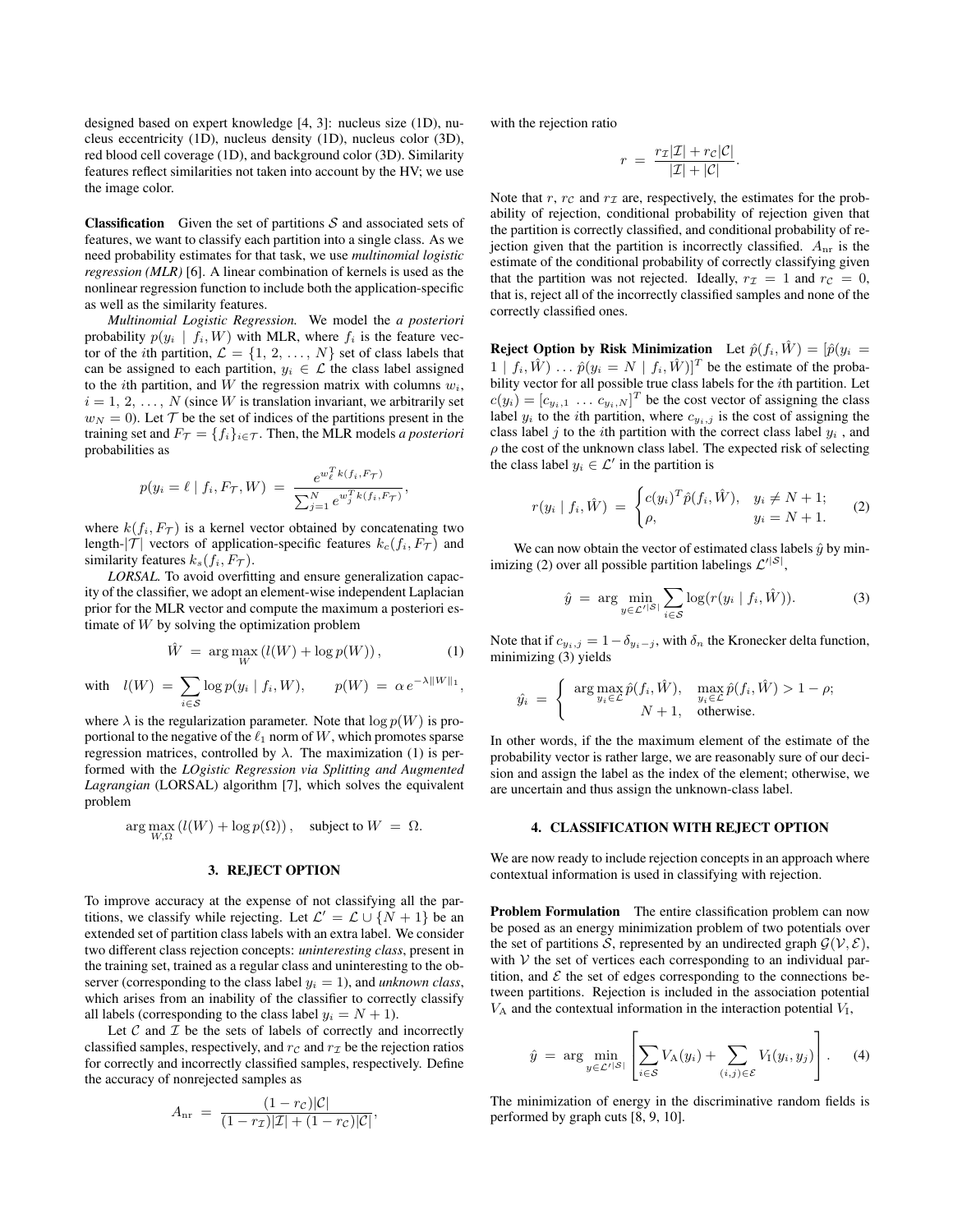designed based on expert knowledge [4, 3]: nucleus size (1D), nucleus eccentricity (1D), nucleus density (1D), nucleus color (3D), red blood cell coverage (1D), and background color (3D). Similarity features reflect similarities not taken into account by the HV; we use the image color.

**Classification** Given the set of partitions $\mathcal{S}$ and associated sets of features, we want to classify each partition into a single class. As we need probability estimates for that task, we use *multinomial logistic regression (MLR)* [6]. A linear combination of kernels is used as the nonlinear regression function to include both the application-specific as well as the similarity features.

*Multinomial Logistic Regression.* We model the *a posteriori* probability $p(y_i \mid f_i, W)$ with MLR, where $f_i$ is the feature vector of the $i$th partition, $\mathcal{L} = \{1, 2, \ldots, N\}$ set of class labels that can be assigned to each partition, $y_i \in \mathcal{L}$ the class label assigned to the $i$th partition, and $W$ the regression matrix with columns $w_i$, $i = 1, 2, \ldots, N$ (since $W$ is translation invariant, we arbitrarily set $w_N = 0$). Let $\mathcal{T}$ be the set of indices of the partitions present in the training set and $F_{\mathcal{T}} = \{f_i\}_{i \in \mathcal{T}}$. Then, the MLR models *a posteriori* probabilities as

$$p(y_i = \ell \mid f_i, F_{\mathcal{T}}, W) \;=\; \frac{e^{w_\ell^T k(f_i, F_{\mathcal{T}})}}{\sum_{j=1}^{N} e^{w_j^T k(f_i, F_{\mathcal{T}})}},$$

where $k(f_i, F_{\mathcal{T}})$ is a kernel vector obtained by concatenating two length-$|\mathcal{T}|$ vectors of application-specific features $k_c(f_i, F_{\mathcal{T}})$ and similarity features $k_s(f_i, F_{\mathcal{T}})$.

*LORSAL.* To avoid overfitting and ensure generalization capacity of the classifier, we adopt an element-wise independent Laplacian prior for the MLR vector and compute the maximum a posteriori estimate of $W$ by solving the optimization problem

$$\hat{W} \;=\; \arg\max_{W} \left( l(W) + \log p(W) \right), \tag{1}$$

$$\text{with} \quad l(W) \;=\; \sum_{i \in \mathcal{S}} \log p(y_i \mid f_i, W), \qquad p(W) \;=\; \alpha \, e^{-\lambda \|W\|_1},$$

where $\lambda$ is the regularization parameter. Note that $\log p(W)$ is proportional to the negative of the $\ell_1$ norm of $W$, which promotes sparse regression matrices, controlled by $\lambda$. The maximization (1) is performed with the *LOgistic Regression via Splitting and Augmented Lagrangian* (LORSAL) algorithm [7], which solves the equivalent problem

$$\arg\max_{W,\Omega} \left( l(W) + \log p(\Omega) \right), \quad \text{subject to } W \;=\; \Omega.$$

## 3. REJECT OPTION

To improve accuracy at the expense of not classifying all the partitions, we classify while rejecting. Let $\mathcal{L}' = \mathcal{L} \cup \{N+1\}$ be an extended set of partition class labels with an extra label. We consider two different class rejection concepts: *uninteresting class*, present in the training set, trained as a regular class and uninteresting to the observer (corresponding to the class label $y_i = 1$), and *unknown class*, which arises from an inability of the classifier to correctly classify all labels (corresponding to the class label $y_i = N+1$).

Let $\mathcal{C}$ and $\mathcal{I}$ be the sets of labels of correctly and incorrectly classified samples, respectively, and $r_{\mathcal{C}}$ and $r_{\mathcal{I}}$ be the rejection ratios for correctly and incorrectly classified samples, respectively. Define the accuracy of nonrejected samples as

$$A_{\mathrm{nr}} \;=\; \frac{(1 - r_{\mathcal{C}})|\mathcal{C}|}{(1 - r_{\mathcal{I}})|\mathcal{I}| + (1 - r_{\mathcal{C}})|\mathcal{C}|},$$

with the rejection ratio

$$r \;=\; \frac{r_{\mathcal{I}}|\mathcal{I}| + r_{\mathcal{C}}|\mathcal{C}|}{|\mathcal{I}| + |\mathcal{C}|}.$$

Note that $r$, $r_{\mathcal{C}}$ and $r_{\mathcal{I}}$ are, respectively, the estimates for the probability of rejection, conditional probability of rejection given that the partition is correctly classified, and conditional probability of rejection given that the partition is incorrectly classified. $A_{\mathrm{nr}}$ is the estimate of the conditional probability of correctly classifying given that the partition was not rejected. Ideally, $r_{\mathcal{I}} = 1$ and $r_{\mathcal{C}} = 0$, that is, reject all of the incorrectly classified samples and none of the correctly classified ones.

**Reject Option by Risk Minimization** Let $\hat{p}(f_i, \hat{W}) = [\hat{p}(y_i = 1 \mid f_i, \hat{W}) \ldots \hat{p}(y_i = N \mid f_i, \hat{W})]^T$ be the estimate of the probability vector for all possible true class labels for the $i$th partition. Let $c(y_i) = [c_{y_i,1} \; \ldots \; c_{y_i,N}]^T$ be the cost vector of assigning the class label $y_i$ to the $i$th partition, where $c_{y_i,j}$ is the cost of assigning the class label $j$ to the $i$th partition with the correct class label $y_i$ , and $\rho$ the cost of the unknown class label. The expected risk of selecting the class label $y_i \in \mathcal{L}'$ in the partition is

$$r(y_i \mid f_i, \hat{W}) \;=\; \begin{cases} c(y_i)^T \hat{p}(f_i, \hat{W}), & y_i \neq N+1; \\ \rho, & y_i = N+1. \end{cases} \tag{2}$$

We can now obtain the vector of estimated class labels $\hat{y}$ by minimizing (2) over all possible partition labelings $\mathcal{L}'^{|\mathcal{S}|}$,

$$\hat{y} \;=\; \arg\min_{y \in \mathcal{L}'^{|\mathcal{S}|}} \sum_{i \in \mathcal{S}} \log(r(y_i \mid f_i, \hat{W})). \tag{3}$$

Note that if $c_{y_i,j} = 1 - \delta_{y_i - j}$, with $\delta_n$ the Kronecker delta function, minimizing (3) yields

$$\hat{y}_i \;=\; \left\{ \begin{array}{ll} \arg\max_{y_i \in \mathcal{L}} \hat{p}(f_i, \hat{W}), & \max_{y_i \in \mathcal{L}} \hat{p}(f_i, \hat{W}) > 1 - \rho; \\ N+1, & \text{otherwise.} \end{array} \right.$$

In other words, if the the maximum element of the estimate of the probability vector is rather large, we are reasonably sure of our decision and assign the label as the index of the element; otherwise, we are uncertain and thus assign the unknown-class label.

## 4. CLASSIFICATION WITH REJECT OPTION

We are now ready to include rejection concepts in an approach where contextual information is used in classifying with rejection.

**Problem Formulation** The entire classification problem can now be posed as an energy minimization problem of two potentials over the set of partitions $\mathcal{S}$, represented by an undirected graph $\mathcal{G}(\mathcal{V}, \mathcal{E})$, with $\mathcal{V}$ the set of vertices each corresponding to an individual partition, and $\mathcal{E}$ the set of edges corresponding to the connections between partitions. Rejection is included in the association potential $V_{\mathrm{A}}$ and the contextual information in the interaction potential $V_{\mathrm{I}}$,

$$\hat{y} \;=\; \arg\min_{y \in \mathcal{L}'^{|\mathcal{S}|}} \left[ \sum_{i \in \mathcal{S}} V_{\mathrm{A}}(y_i) + \sum_{(i,j) \in \mathcal{E}} V_{\mathrm{I}}(y_i, y_j) \right]. \tag{4}$$

The minimization of energy in the discriminative random fields is performed by graph cuts [8, 9, 10].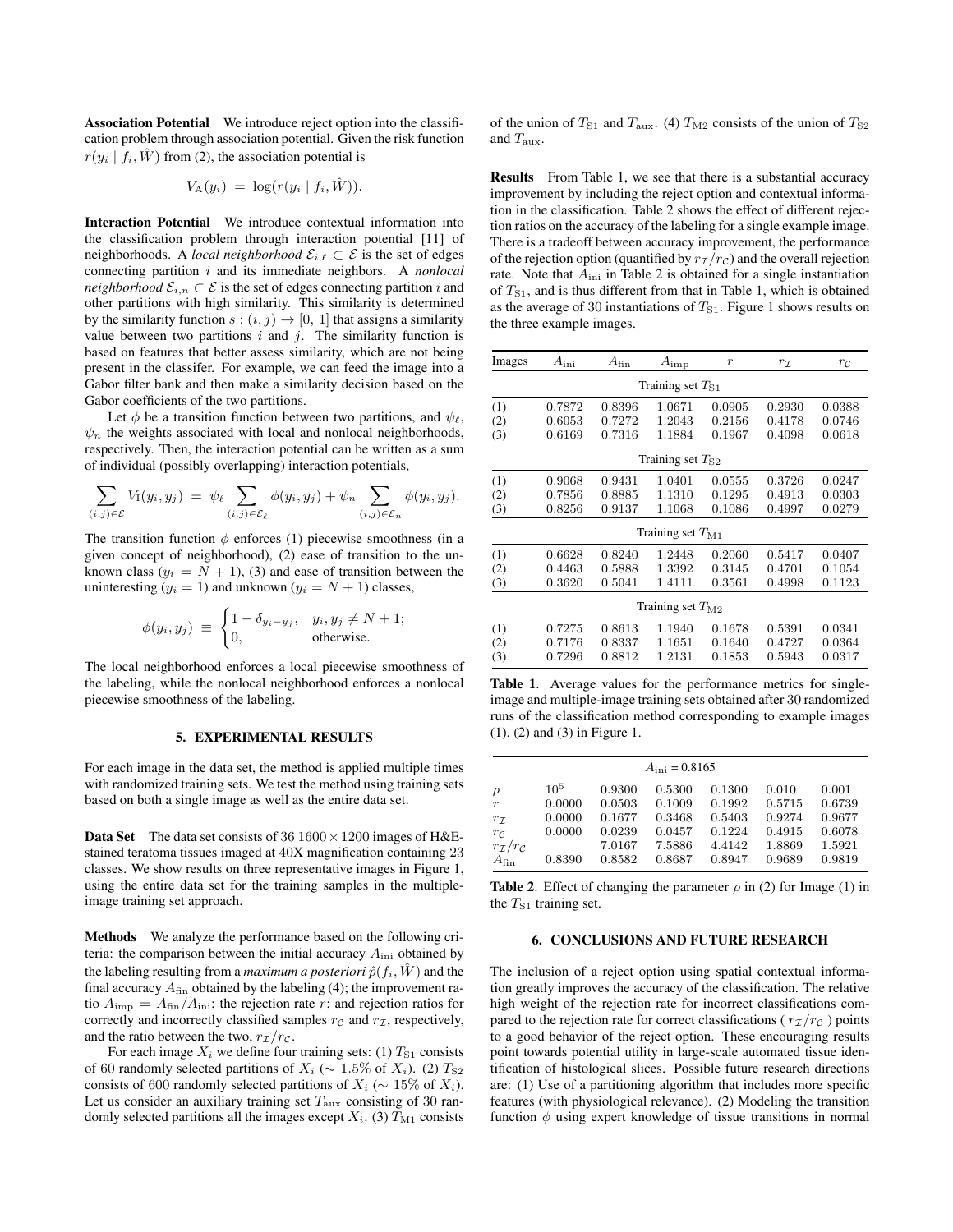**Association Potential** We introduce reject option into the classification problem through association potential. Given the risk function $r(y_i \mid f_i, \hat{W})$ from (2), the association potential is

$$V_{\mathrm{A}}(y_i) \;=\; \log(r(y_i \mid f_i, \hat{W})).$$

**Interaction Potential** We introduce contextual information into the classification problem through interaction potential [11] of neighborhoods. A *local neighborhood* $\mathcal{E}_{i,\ell} \subset \mathcal{E}$ is the set of edges connecting partition $i$ and its immediate neighbors. A *nonlocal neighborhood* $\mathcal{E}_{i,n} \subset \mathcal{E}$ is the set of edges connecting partition $i$ and other partitions with high similarity. This similarity is determined by the similarity function $s : (i, j) \to [0,\, 1]$ that assigns a similarity value between two partitions $i$ and $j$. The similarity function is based on features that better assess similarity, which are not being present in the classifer. For example, we can feed the image into a Gabor filter bank and then make a similarity decision based on the Gabor coefficients of the two partitions.

Let $\phi$ be a transition function between two partitions, and $\psi_\ell$, $\psi_n$ the weights associated with local and nonlocal neighborhoods, respectively. Then, the interaction potential can be written as a sum of individual (possibly overlapping) interaction potentials,

$$\sum_{(i,j)\in\mathcal{E}} V_{\mathrm{I}}(y_i, y_j) \;=\; \psi_\ell \sum_{(i,j)\in\mathcal{E}_\ell} \phi(y_i, y_j) + \psi_n \sum_{(i,j)\in\mathcal{E}_n} \phi(y_i, y_j).$$

The transition function $\phi$ enforces (1) piecewise smoothness (in a given concept of neighborhood), (2) ease of transition to the unknown class ($y_i = N + 1$), (3) and ease of transition between the uninteresting ($y_i = 1$) and unknown ($y_i = N + 1$) classes,

$$\phi(y_i, y_j) \;\equiv\; \begin{cases} 1 - \delta_{y_i - y_j}, & y_i, y_j \neq N+1; \\ 0, & \text{otherwise.} \end{cases}$$

The local neighborhood enforces a local piecewise smoothness of the labeling, while the nonlocal neighborhood enforces a nonlocal piecewise smoothness of the labeling.

## 5. EXPERIMENTAL RESULTS

For each image in the data set, the method is applied multiple times with randomized training sets. We test the method using training sets based on both a single image as well as the entire data set.

**Data Set** The data set consists of 36 $1600 \times 1200$ images of H&E-stained teratoma tissues imaged at 40X magnification containing 23 classes. We show results on three representative images in Figure 1, using the entire data set for the training samples in the multiple-image training set approach.

**Methods** We analyze the performance based on the following criteria: the comparison between the initial accuracy $A_{\mathrm{ini}}$ obtained by the labeling resulting from a *maximum a posteriori* $\hat{p}(f_i, \hat{W})$ and the final accuracy $A_{\mathrm{fin}}$ obtained by the labeling (4); the improvement ratio $A_{\mathrm{imp}} = A_{\mathrm{fin}}/A_{\mathrm{ini}}$; the rejection rate $r$; and rejection ratios for correctly and incorrectly classified samples $r_{\mathcal{C}}$ and $r_{\mathcal{I}}$, respectively, and the ratio between the two, $r_{\mathcal{I}}/r_{\mathcal{C}}$.

For each image $X_i$ we define four training sets: (1) $T_{\mathrm{S1}}$ consists of 60 randomly selected partitions of $X_i$ ($\sim 1.5\%$ of $X_i$). (2) $T_{\mathrm{S2}}$ consists of 600 randomly selected partitions of $X_i$ ($\sim 15\%$ of $X_i$). Let us consider an auxiliary training set $T_{\mathrm{aux}}$ consisting of 30 randomly selected partitions all the images except $X_i$. (3) $T_{\mathrm{M1}}$ consists of the union of $T_{\mathrm{S1}}$ and $T_{\mathrm{aux}}$. (4) $T_{\mathrm{M2}}$ consists of the union of $T_{\mathrm{S2}}$ and $T_{\mathrm{aux}}$.

**Results** From Table 1, we see that there is a substantial accuracy improvement by including the reject option and contextual information in the classification. Table 2 shows the effect of different rejection ratios on the accuracy of the labeling for a single example image. There is a tradeoff between accuracy improvement, the performance of the rejection option (quantified by $r_{\mathcal{I}}/r_{\mathcal{C}}$) and the overall rejection rate. Note that $A_{\mathrm{ini}}$ in Table 2 is obtained for a single instantiation of $T_{\mathrm{S1}}$, and is thus different from that in Table 1, which is obtained as the average of 30 instantiations of $T_{\mathrm{S1}}$. Figure 1 shows results on the three example images.

| Images | $A_{\mathrm{ini}}$ | $A_{\mathrm{fin}}$ | $A_{\mathrm{imp}}$ | $r$ | $r_{\mathcal{I}}$ | $r_{\mathcal{C}}$ |
|---|---|---|---|---|---|---|
| Training set $T_{\mathrm{S1}}$ | | | | | | |
| (1) | 0.7872 | 0.8396 | 1.0671 | 0.0905 | 0.2930 | 0.0388 |
| (2) | 0.6053 | 0.7272 | 1.2043 | 0.2156 | 0.4178 | 0.0746 |
| (3) | 0.6169 | 0.7316 | 1.1884 | 0.1967 | 0.4098 | 0.0618 |
| Training set $T_{\mathrm{S2}}$ | | | | | | |
| (1) | 0.9068 | 0.9431 | 1.0401 | 0.0555 | 0.3726 | 0.0247 |
| (2) | 0.7856 | 0.8885 | 1.1310 | 0.1295 | 0.4913 | 0.0303 |
| (3) | 0.8256 | 0.9137 | 1.1068 | 0.1086 | 0.4997 | 0.0279 |
| Training set $T_{\mathrm{M1}}$ | | | | | | |
| (1) | 0.6628 | 0.8240 | 1.2448 | 0.2060 | 0.5417 | 0.0407 |
| (2) | 0.4463 | 0.5888 | 1.3392 | 0.3145 | 0.4701 | 0.1054 |
| (3) | 0.3620 | 0.5041 | 1.4111 | 0.3561 | 0.4998 | 0.1123 |
| Training set $T_{\mathrm{M2}}$ | | | | | | |
| (1) | 0.7275 | 0.8613 | 1.1940 | 0.1678 | 0.5391 | 0.0341 |
| (2) | 0.7176 | 0.8337 | 1.1651 | 0.1640 | 0.4727 | 0.0364 |
| (3) | 0.7296 | 0.8812 | 1.2131 | 0.1853 | 0.5943 | 0.0317 |

**Table 1**. Average values for the performance metrics for single-image and multiple-image training sets obtained after 30 randomized runs of the classification method corresponding to example images (1), (2) and (3) in Figure 1.

| $A_{\mathrm{ini}}$ = 0.8165 | | | | | | |
|---|---|---|---|---|---|---|
| $\rho$ | $10^5$ | 0.9300 | 0.5300 | 0.1300 | 0.010 | 0.001 |
| $r$ | 0.0000 | 0.0503 | 0.1009 | 0.1992 | 0.5715 | 0.6739 |
| $r_{\mathcal{I}}$ | 0.0000 | 0.1677 | 0.3468 | 0.5403 | 0.9274 | 0.9677 |
| $r_{\mathcal{C}}$ | 0.0000 | 0.0239 | 0.0457 | 0.1224 | 0.4915 | 0.6078 |
| $r_{\mathcal{I}}/r_{\mathcal{C}}$ | | 7.0167 | 7.5886 | 4.4142 | 1.8869 | 1.5921 |
| $A_{\mathrm{fin}}$ | 0.8390 | 0.8582 | 0.8687 | 0.8947 | 0.9689 | 0.9819 |

**Table 2**. Effect of changing the parameter $\rho$ in (2) for Image (1) in the $T_{\mathrm{S1}}$ training set.

## 6. CONCLUSIONS AND FUTURE RESEARCH

The inclusion of a reject option using spatial contextual information greatly improves the accuracy of the classification. The relative high weight of the rejection rate for incorrect classifications compared to the rejection rate for correct classifications ( $r_{\mathcal{I}}/r_{\mathcal{C}}$ ) points to a good behavior of the reject option. These encouraging results point towards potential utility in large-scale automated tissue identification of histological slices. Possible future research directions are: (1) Use of a partitioning algorithm that includes more specific features (with physiological relevance). (2) Modeling the transition function $\phi$ using expert knowledge of tissue transitions in normal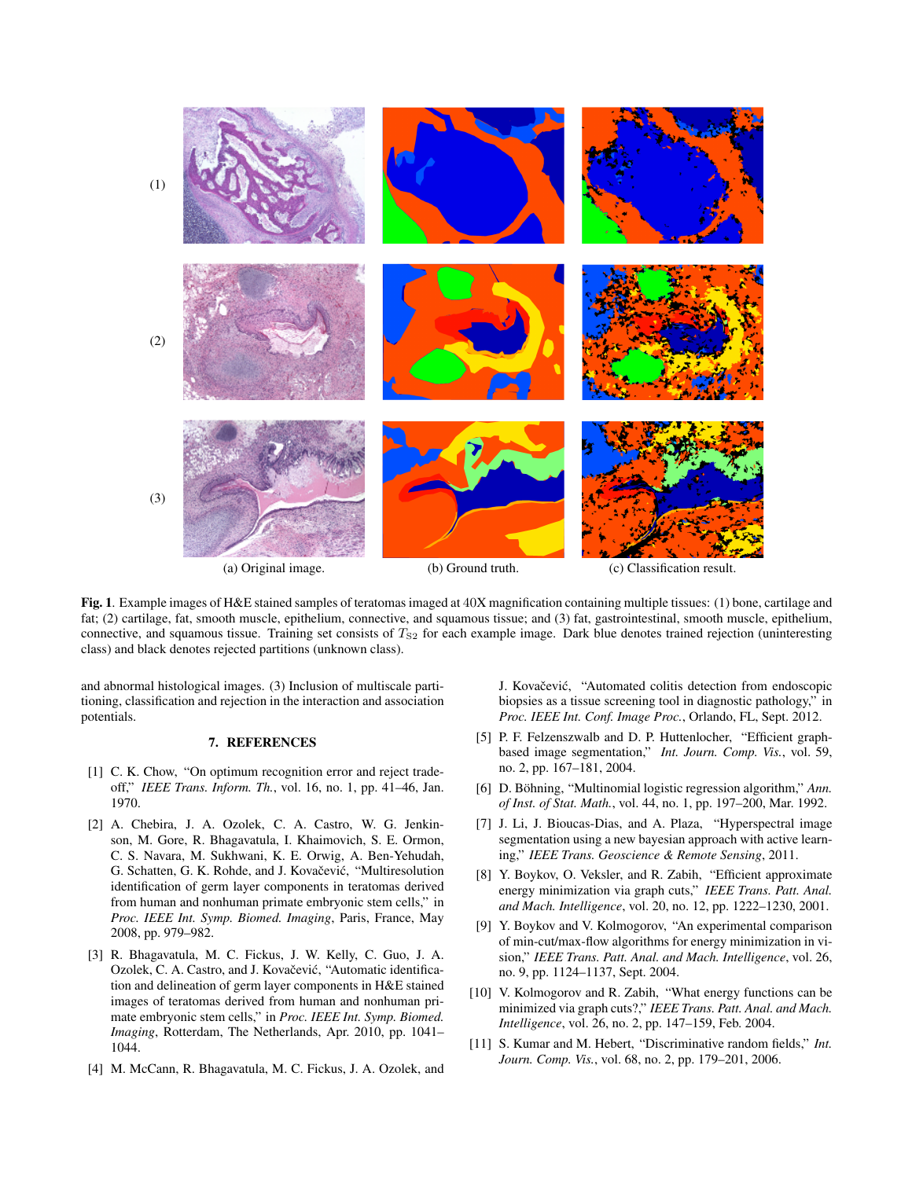(1)

(2)

(3)

(a) Original image. (b) Ground truth. (c) Classification result.

**Fig. 1**. Example images of H&E stained samples of teratomas imaged at 40X magnification containing multiple tissues: (1) bone, cartilage and fat; (2) cartilage, fat, smooth muscle, epithelium, connective, and squamous tissue; and (3) fat, gastrointestinal, smooth muscle, epithelium, connective, and squamous tissue. Training set consists of $T_{S2}$ for each example image. Dark blue denotes trained rejection (uninteresting class) and black denotes rejected partitions (unknown class).

and abnormal histological images. (3) Inclusion of multiscale partitioning, classification and rejection in the interaction and association potentials.

## 7. REFERENCES

[1] C. K. Chow, "On optimum recognition error and reject tradeoff," *IEEE Trans. Inform. Th.*, vol. 16, no. 1, pp. 41–46, Jan. 1970.

[2] A. Chebira, J. A. Ozolek, C. A. Castro, W. G. Jenkinson, M. Gore, R. Bhagavatula, I. Khaimovich, S. E. Ormon, C. S. Navara, M. Sukhwani, K. E. Orwig, A. Ben-Yehudah, G. Schatten, G. K. Rohde, and J. Kovačević, "Multiresolution identification of germ layer components in teratomas derived from human and nonhuman primate embryonic stem cells," in *Proc. IEEE Int. Symp. Biomed. Imaging*, Paris, France, May 2008, pp. 979–982.

[3] R. Bhagavatula, M. C. Fickus, J. W. Kelly, C. Guo, J. A. Ozolek, C. A. Castro, and J. Kovačević, "Automatic identification and delineation of germ layer components in H&E stained images of teratomas derived from human and nonhuman primate embryonic stem cells," in *Proc. IEEE Int. Symp. Biomed. Imaging*, Rotterdam, The Netherlands, Apr. 2010, pp. 1041–1044.

[4] M. McCann, R. Bhagavatula, M. C. Fickus, J. A. Ozolek, and J. Kovačević, "Automated colitis detection from endoscopic biopsies as a tissue screening tool in diagnostic pathology," in *Proc. IEEE Int. Conf. Image Proc.*, Orlando, FL, Sept. 2012.

[5] P. F. Felzenszwalb and D. P. Huttenlocher, "Efficient graph-based image segmentation," *Int. Journ. Comp. Vis.*, vol. 59, no. 2, pp. 167–181, 2004.

[6] D. Böhning, "Multinomial logistic regression algorithm," *Ann. of Inst. of Stat. Math.*, vol. 44, no. 1, pp. 197–200, Mar. 1992.

[7] J. Li, J. Bioucas-Dias, and A. Plaza, "Hyperspectral image segmentation using a new bayesian approach with active learning," *IEEE Trans. Geoscience & Remote Sensing*, 2011.

[8] Y. Boykov, O. Veksler, and R. Zabih, "Efficient approximate energy minimization via graph cuts," *IEEE Trans. Patt. Anal. and Mach. Intelligence*, vol. 20, no. 12, pp. 1222–1230, 2001.

[9] Y. Boykov and V. Kolmogorov, "An experimental comparison of min-cut/max-flow algorithms for energy minimization in vision," *IEEE Trans. Patt. Anal. and Mach. Intelligence*, vol. 26, no. 9, pp. 1124–1137, Sept. 2004.

[10] V. Kolmogorov and R. Zabih, "What energy functions can be minimized via graph cuts?," *IEEE Trans. Patt. Anal. and Mach. Intelligence*, vol. 26, no. 2, pp. 147–159, Feb. 2004.

[11] S. Kumar and M. Hebert, "Discriminative random fields," *Int. Journ. Comp. Vis.*, vol. 68, no. 2, pp. 179–201, 2006.